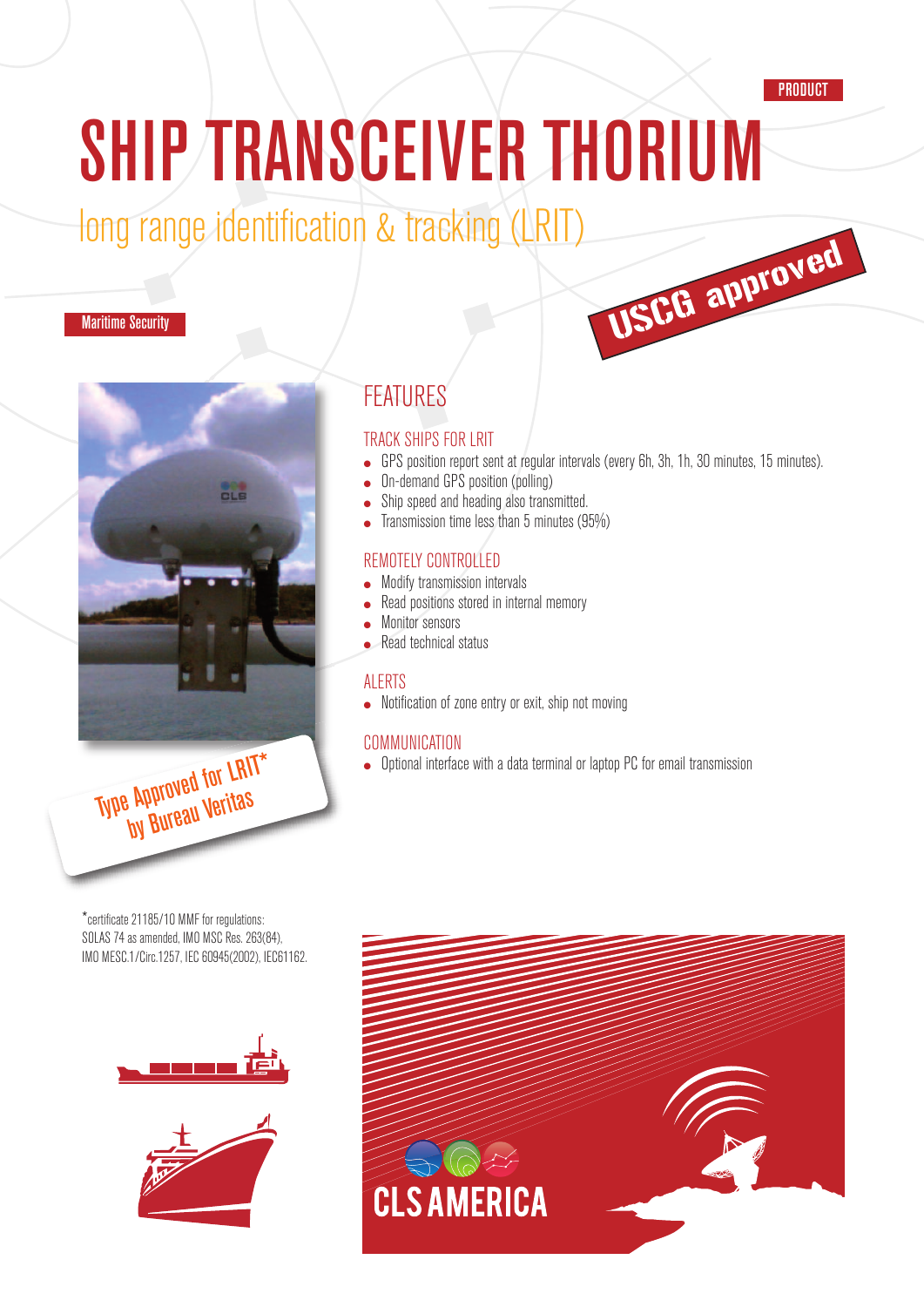PRODUCT

# SHIP TRANSCEIVER THORIUM

## long range identification & tracking (LRIT)

USCG approved

Maritime Security

Type Approved for LRIT* by Bureau Veritas

## FEATURES

### TRACK SHIPS FOR LRIT

- GPS position report sent at regular intervals (every 6h, 3h, 1h, 30 minutes, 15 minutes).
- On-demand GPS position (polling)
- Ship speed and heading also transmitted.
- Transmission time less than 5 minutes (95%)

### REMOTELY CONTROLLED

- Modify transmission intervals
- Read positions stored in internal memory
- Monitor sensors
- Read technical status

### ALERTS

- Notification of zone entry or exit, ship not moving

### COMMUNICATION

- Optional interface with a data terminal or laptop PC for email transmission

*certificate 21185/10 MMF for regulations: SOLAS 74 as amended, IMO MSC Res. 263(84), IMO MESC.1/Circ.1257, IEC 60945(2002), IEC61162.

CLS AMERICA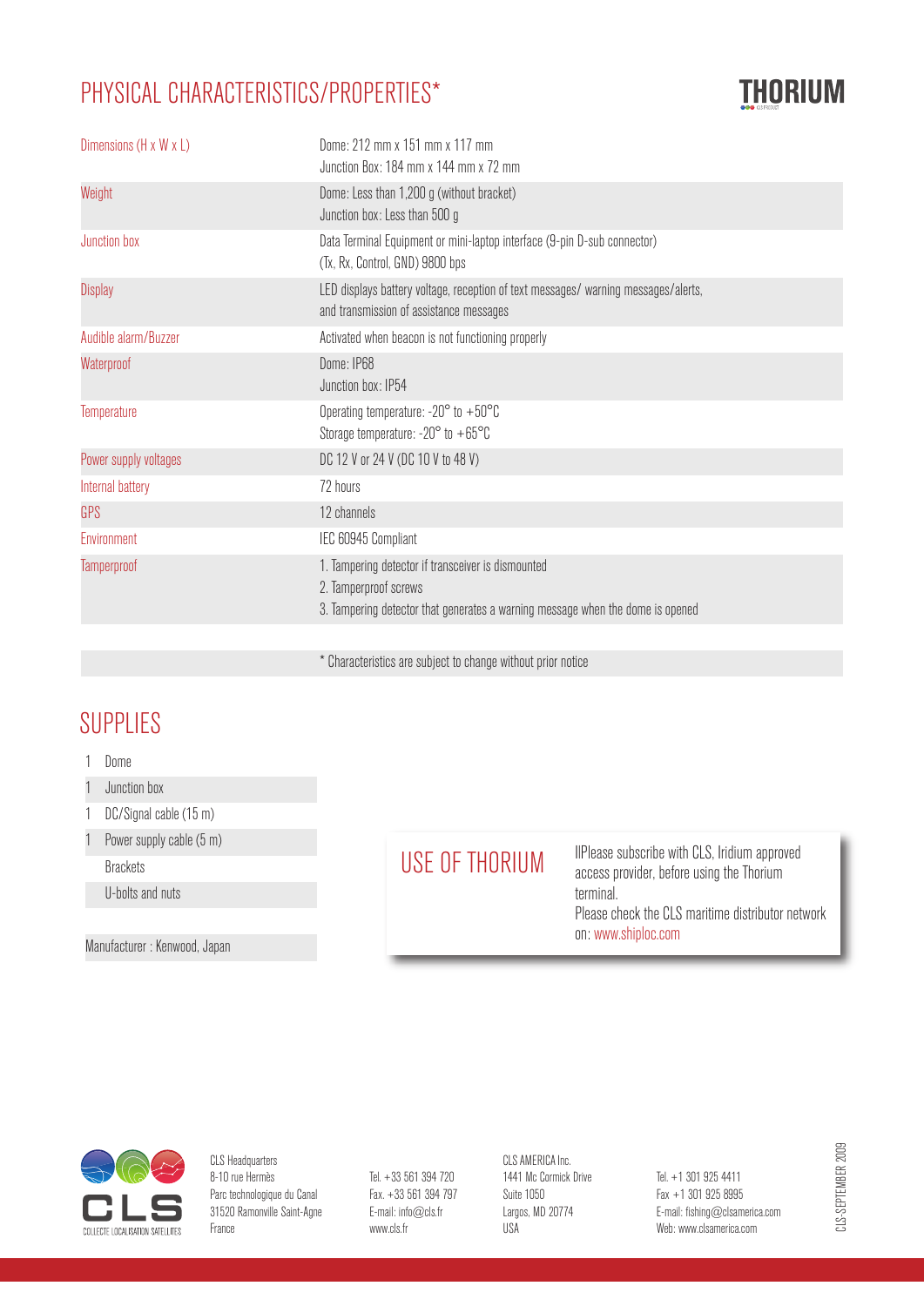# PHYSICAL CHARACTERISTICS/PROPERTIES*

THORIUM

| | |
|---|---|
| Dimensions (H x W x L) | Dome: 212 mm x 151 mm x 117 mm<br>Junction Box: 184 mm x 144 mm x 72 mm |
| Weight | Dome: Less than 1,200 g (without bracket)<br>Junction box: Less than 500 g |
| Junction box | Data Terminal Equipment or mini-laptop interface (9-pin D-sub connector)<br>(Tx, Rx, Control, GND) 9800 bps |
| Display | LED displays battery voltage, reception of text messages/ warning messages/alerts, and transmission of assistance messages |
| Audible alarm/Buzzer | Activated when beacon is not functioning properly |
| Waterproof | Dome: IP68<br>Junction box: IP54 |
| Temperature | Operating temperature: -20° to +50°C<br>Storage temperature: -20° to +65°C |
| Power supply voltages | DC 12 V or 24 V (DC 10 V to 48 V) |
| Internal battery | 72 hours |
| GPS | 12 channels |
| Environment | IEC 60945 Compliant |
| Tamperproof | 1. Tampering detector if transceiver is dismounted<br>2. Tamperproof screws<br>3. Tampering detector that generates a warning message when the dome is opened |

* Characteristics are subject to change without prior notice

# SUPPLIES

| | |
|---|---|
| 1 | Dome |
| 1 | Junction box |
| 1 | DC/Signal cable (15 m) |
| 1 | Power supply cable (5 m) |
| | Brackets |
| | U-bolts and nuts |

Manufacturer : Kenwood, Japan

## USE OF THORIUM

IIPlease subscribe with CLS, Iridium approved access provider, before using the Thorium terminal.
Please check the CLS maritime distributor network on: www.shiploc.com

CLS
COLLECTE LOCALISATION SATELLITES

CLS Headquarters
8-10 rue Hermès
Parc technologique du Canal
31520 Ramonville Saint-Agne
France

Tel. +33 561 394 720
Fax. +33 561 394 797
E-mail: info@cls.fr
www.cls.fr

CLS AMERICA Inc.
1441 Mc Cormick Drive
Suite 1050
Largos, MD 20774
USA

Tel. +1 301 925 4411
Fax +1 301 925 8995
E-mail: fishing@clsamerica.com
Web: www.clsamerica.com

CLS-SEPTEMBER 2009